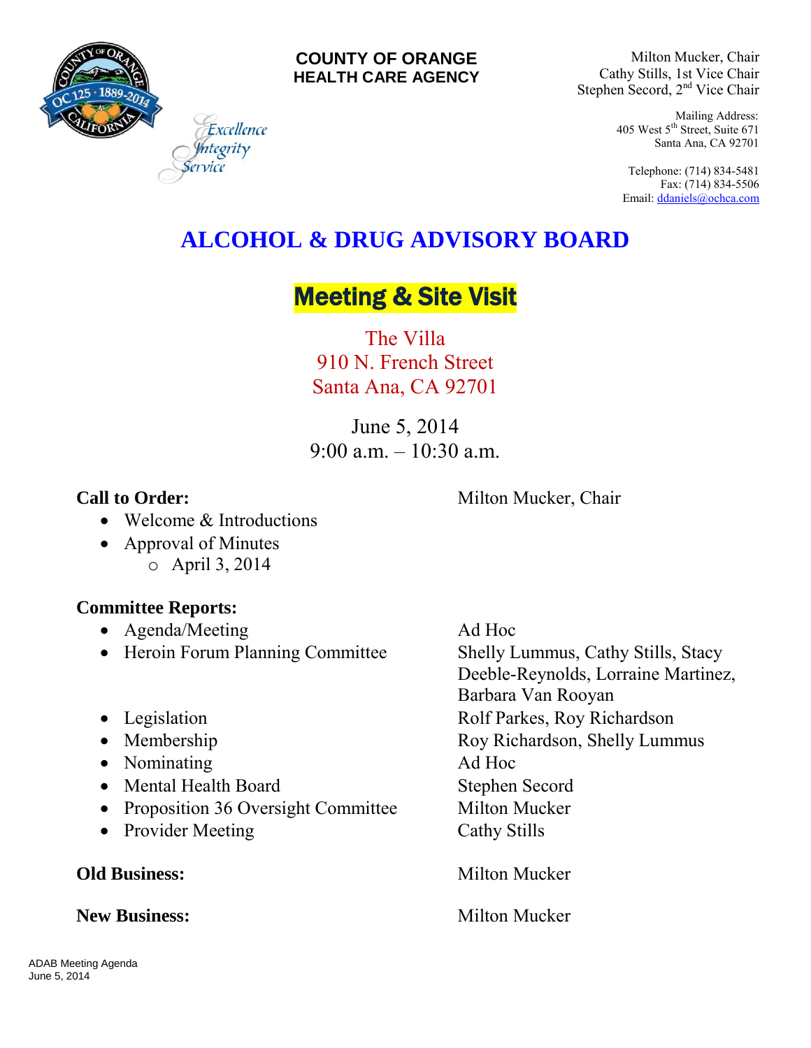COUNTY OF ORANGE
HEALTH CARE AGENCY

*Excellence*
*Integrity*
*Service*

Milton Mucker, Chair
Cathy Stills, 1st Vice Chair
Stephen Secord, 2nd Vice Chair

Mailing Address:
405 West 5th Street, Suite 671
Santa Ana, CA 92701

Telephone: (714) 834-5481
Fax: (714) 834-5506
Email: ddaniels@ochca.com

# ALCOHOL & DRUG ADVISORY BOARD

## Meeting & Site Visit

The Villa
910 N. French Street
Santa Ana, CA 92701

June 5, 2014
9:00 a.m. – 10:30 a.m.

**Call to Order:** Milton Mucker, Chair

- Welcome & Introductions
- Approval of Minutes
  - April 3, 2014

**Committee Reports:**

| | |
|---|---|
| Agenda/Meeting | Ad Hoc |
| Heroin Forum Planning Committee | Shelly Lummus, Cathy Stills, Stacy Deeble-Reynolds, Lorraine Martinez, Barbara Van Rooyan |
| Legislation | Rolf Parkes, Roy Richardson |
| Membership | Roy Richardson, Shelly Lummus |
| Nominating | Ad Hoc |
| Mental Health Board | Stephen Secord |
| Proposition 36 Oversight Committee | Milton Mucker |
| Provider Meeting | Cathy Stills |

**Old Business:** Milton Mucker

**New Business:** Milton Mucker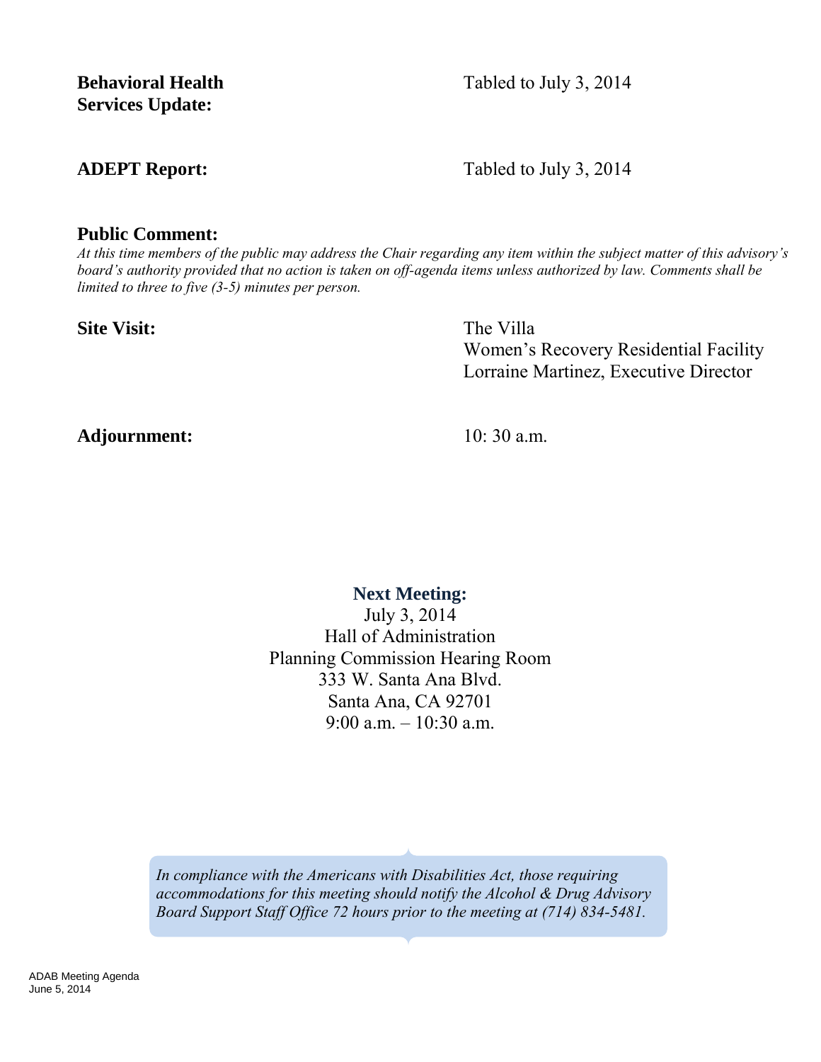**Behavioral Health Services Update:** Tabled to July 3, 2014

**ADEPT Report:** Tabled to July 3, 2014

**Public Comment:**

*At this time members of the public may address the Chair regarding any item within the subject matter of this advisory's board's authority provided that no action is taken on off-agenda items unless authorized by law. Comments shall be limited to three to five (3-5) minutes per person.*

**Site Visit:** The Villa
Women's Recovery Residential Facility
Lorraine Martinez, Executive Director

**Adjournment:** 10: 30 a.m.

**Next Meeting:**
July 3, 2014
Hall of Administration
Planning Commission Hearing Room
333 W. Santa Ana Blvd.
Santa Ana, CA 92701
9:00 a.m. – 10:30 a.m.

*In compliance with the Americans with Disabilities Act, those requiring accommodations for this meeting should notify the Alcohol & Drug Advisory Board Support Staff Office 72 hours prior to the meeting at (714) 834-5481.*